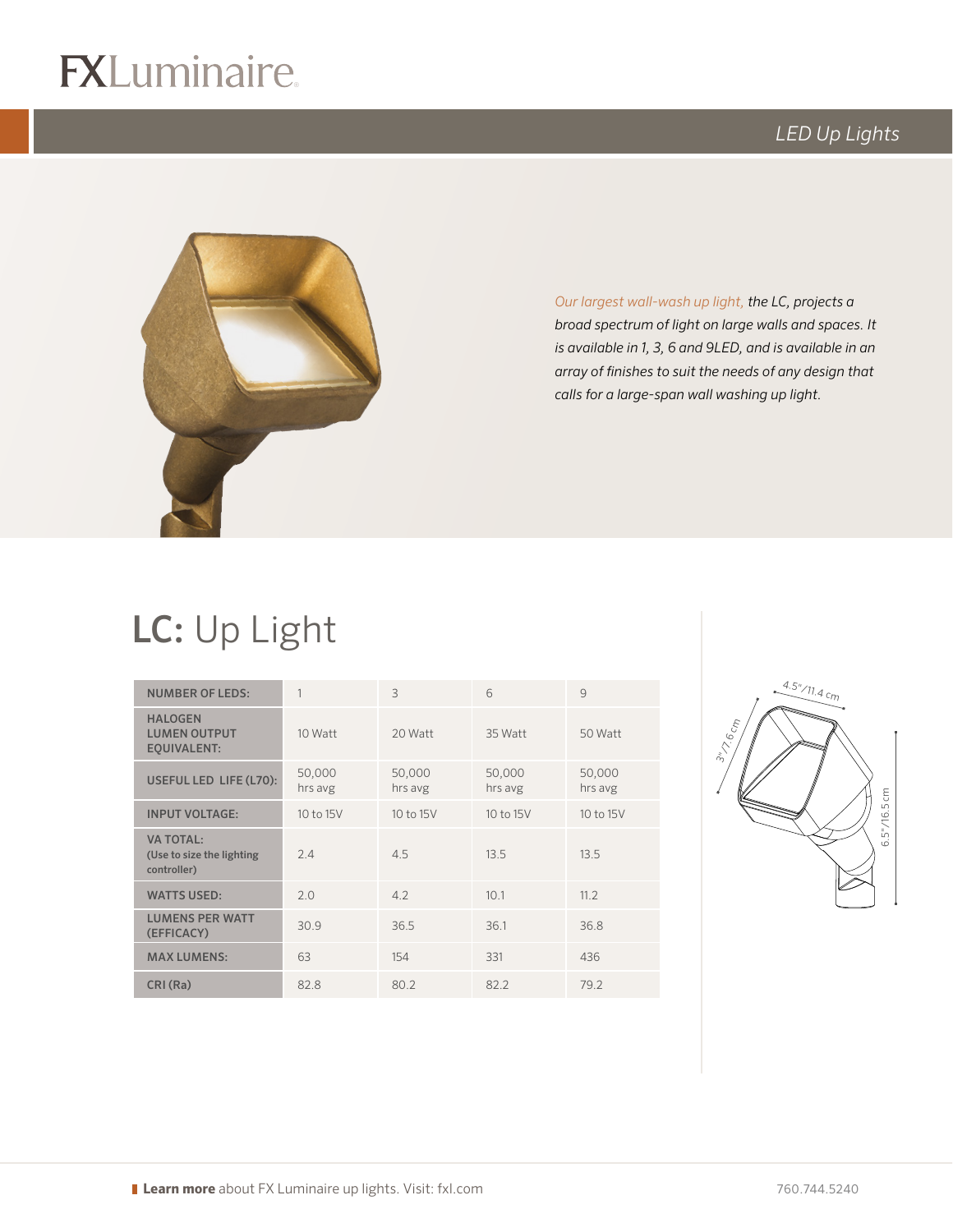# FXLuminaire

*LED Up Lights*

*Our largest wall-wash up light, the LC, projects a broad spectrum of light on large walls and spaces. It is available in 1, 3, 6 and 9LED, and is available in an array of finishes to suit the needs of any design that calls for a large-span wall washing up light.*

## LC: Up Light

| NUMBER OF LEDS: | 1 | 3 | 6 | 9 |
|---|---|---|---|---|
| HALOGEN LUMEN OUTPUT EQUIVALENT: | 10 Watt | 20 Watt | 35 Watt | 50 Watt |
| USEFUL LED LIFE (L70): | 50,000 hrs avg | 50,000 hrs avg | 50,000 hrs avg | 50,000 hrs avg |
| INPUT VOLTAGE: | 10 to 15V | 10 to 15V | 10 to 15V | 10 to 15V |
| VA TOTAL: (Use to size the lighting controller) | 2.4 | 4.5 | 13.5 | 13.5 |
| WATTS USED: | 2.0 | 4.2 | 10.1 | 11.2 |
| LUMENS PER WATT (EFFICACY) | 30.9 | 36.5 | 36.1 | 36.8 |
| MAX LUMENS: | 63 | 154 | 331 | 436 |
| CRI (Ra) | 82.8 | 80.2 | 82.2 | 79.2 |

4.5"/11.4 cm

3"/7.6 cm

6.5"/16.5 cm

**Learn more** about FX Luminaire up lights. Visit: fxl.com

760.744.5240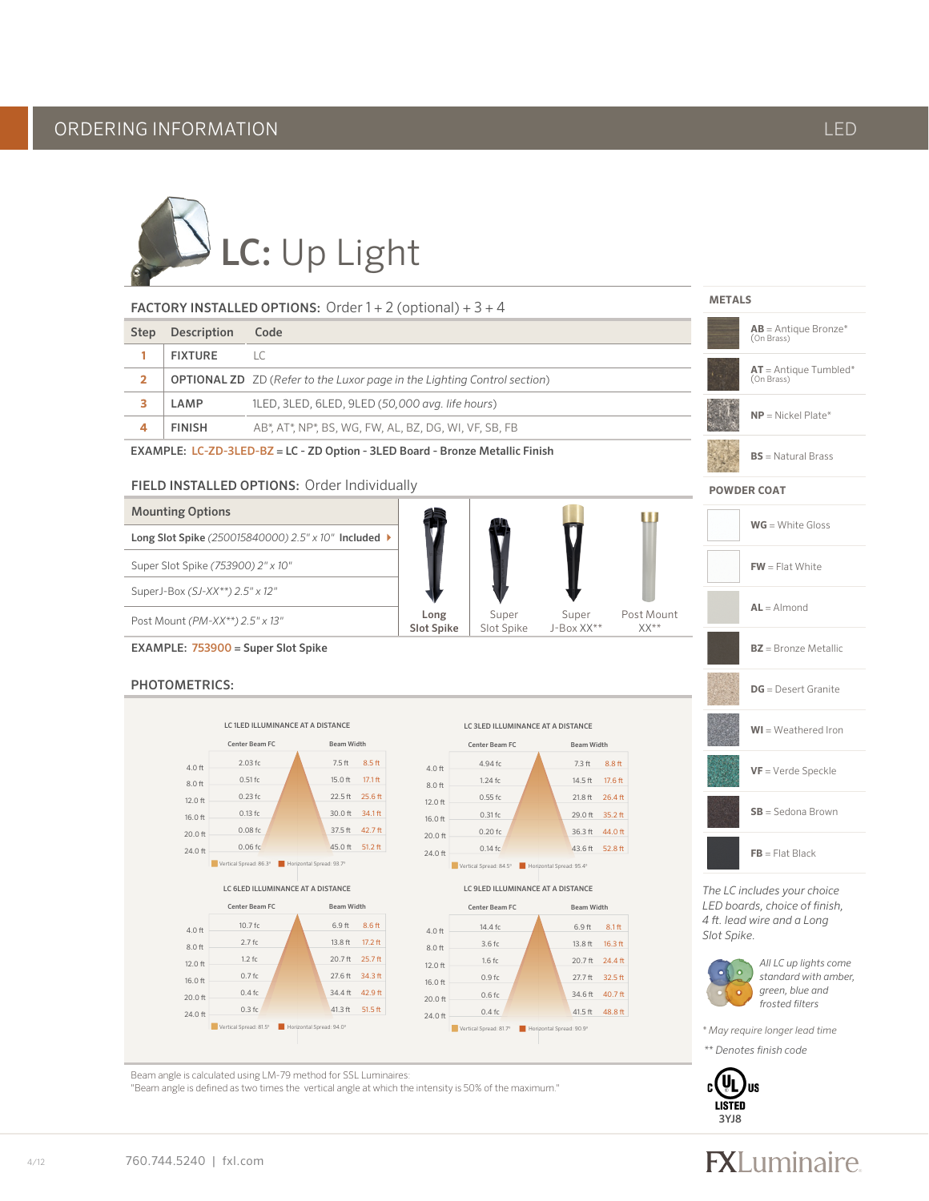## ORDERING INFORMATION

LED

# LC: Up Light

### FACTORY INSTALLED OPTIONS: Order 1 + 2 (optional) + 3 + 4

| Step | Description | Code |
|---|---|---|
| 1 | FIXTURE | LC |
| 2 | OPTIONAL ZD | ZD *(Refer to the Luxor page in the Lighting Control section)* |
| 3 | LAMP | 1LED, 3LED, 6LED, 9LED *(50,000 avg. life hours)* |
| 4 | FINISH | AB*, AT*, NP*, BS, WG, FW, AL, BZ, DG, WI, VF, SB, FB |

**EXAMPLE: LC-ZD-3LED-BZ = LC - ZD Option - 3LED Board - Bronze Metallic Finish**

### FIELD INSTALLED OPTIONS: Order Individually

| Mounting Options |
|---|
| Long Slot Spike *(250015840000) 2.5" x 10"* **Included** |
| Super Slot Spike *(753900) 2" x 10"* |
| SuperJ-Box *(SJ-XX**) 2.5" x 12"* |
| Post Mount *(PM-XX**) 2.5" x 13"* |

**Long Slot Spike** | Super Slot Spike | Super J-Box XX** | Post Mount XX**

**EXAMPLE: 753900 = Super Slot Spike**

### PHOTOMETRICS:

LC 1LED ILLUMINANCE AT A DISTANCE
Center Beam FC | Beam Width
4.0 ft 2.03 fc 7.5 ft 8.5 ft
8.0 ft 0.51 fc 15.0 ft 17.1 ft
12.0 ft 0.23 fc 22.5 ft 25.6 ft
16.0 ft 0.13 fc 30.0 ft 34.1 ft
20.0 ft 0.08 fc 37.5 ft 42.7 ft
24.0 ft 0.06 fc 45.0 ft 51.2 ft
Vertical Spread: 86.3° Horizontal Spread: 93.7°

LC 3LED ILLUMINANCE AT A DISTANCE
Center Beam FC | Beam Width
4.0 ft 4.94 fc 7.3 ft 8.8 ft
8.0 ft 1.24 fc 14.5 ft 17.6 ft
12.0 ft 0.55 fc 21.8 ft 26.4 ft
16.0 ft 0.31 fc 29.0 ft 35.2 ft
20.0 ft 0.20 fc 36.3 ft 44.0 ft
24.0 ft 0.14 fc 43.6 ft 52.8 ft
Vertical Spread: 84.5° Horizontal Spread: 95.4°

LC 6LED ILLUMINANCE AT A DISTANCE
Center Beam FC | Beam Width
4.0 ft 10.7 fc 6.9 ft 8.6 ft
8.0 ft 2.7 fc 13.8 ft 17.2 ft
12.0 ft 1.2 fc 20.7 ft 25.7 ft
16.0 ft 0.7 fc 27.6 ft 34.3 ft
20.0 ft 0.4 fc 34.4 ft 42.9 ft
24.0 ft 0.3 fc 41.3 ft 51.5 ft
Vertical Spread: 81.5° Horizontal Spread: 94.0°

LC 9LED ILLUMINANCE AT A DISTANCE
Center Beam FC | Beam Width
4.0 ft 14.4 fc 6.9 ft 8.1 ft
8.0 ft 3.6 fc 13.8 ft 16.3 ft
12.0 ft 1.6 fc 20.7 ft 24.4 ft
16.0 ft 0.9 fc 27.7 ft 32.5 ft
20.0 ft 0.6 fc 34.6 ft 40.7 ft
24.0 ft 0.4 fc 41.5 ft 48.8 ft
Vertical Spread: 81.7° Horizontal Spread: 90.9°

Beam angle is calculated using LM-79 method for SSL Luminaires:
"Beam angle is defined as two times the vertical angle at which the intensity is 50% of the maximum."

### METALS

- **AB** = Antique Bronze* (On Brass)
- **AT** = Antique Tumbled* (On Brass)
- **NP** = Nickel Plate*
- **BS** = Natural Brass

### POWDER COAT

- **WG** = White Gloss
- **FW** = Flat White
- **AL** = Almond
- **BZ** = Bronze Metallic
- **DG** = Desert Granite
- **WI** = Weathered Iron
- **VF** = Verde Speckle
- **SB** = Sedona Brown
- **FB** = Flat Black

*The LC includes your choice LED boards, choice of finish, 4 ft. lead wire and a Long Slot Spike.*

*All LC up lights come standard with amber, green, blue and frosted filters*

\* *May require longer lead time*

\*\* *Denotes finish code*

c UL US LISTED 3YJ8

760.744.5240 | fxl.com

FXLuminaire